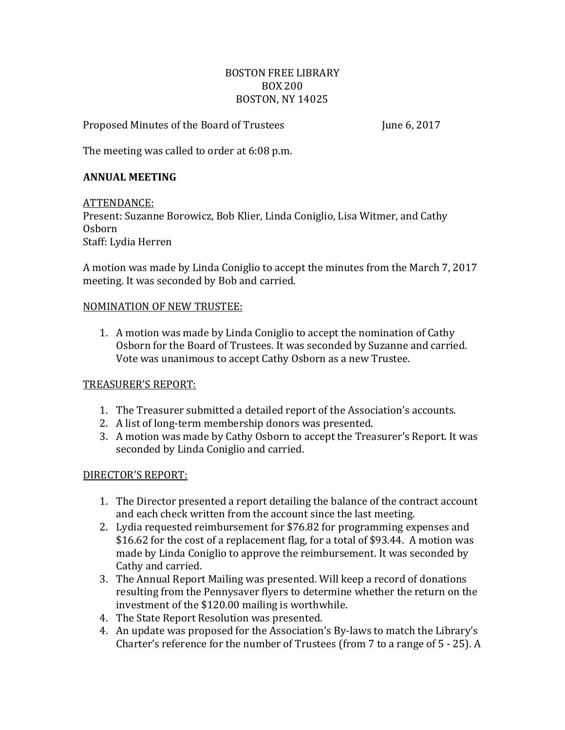BOSTON FREE LIBRARY
BOX 200
BOSTON, NY 14025

Proposed Minutes of the Board of Trustees June 6, 2017

The meeting was called to order at 6:08 p.m.

**ANNUAL MEETING**

ATTENDANCE:
Present: Suzanne Borowicz, Bob Klier, Linda Coniglio, Lisa Witmer, and Cathy Osborn
Staff: Lydia Herren

A motion was made by Linda Coniglio to accept the minutes from the March 7, 2017 meeting. It was seconded by Bob and carried.

NOMINATION OF NEW TRUSTEE:

1. A motion was made by Linda Coniglio to accept the nomination of Cathy Osborn for the Board of Trustees. It was seconded by Suzanne and carried. Vote was unanimous to accept Cathy Osborn as a new Trustee.

TREASURER'S REPORT:

1. The Treasurer submitted a detailed report of the Association's accounts.
2. A list of long-term membership donors was presented.
3. A motion was made by Cathy Osborn to accept the Treasurer's Report. It was seconded by Linda Coniglio and carried.

DIRECTOR'S REPORT:

1. The Director presented a report detailing the balance of the contract account and each check written from the account since the last meeting.
2. Lydia requested reimbursement for $76.82 for programming expenses and $16.62 for the cost of a replacement flag, for a total of $93.44. A motion was made by Linda Coniglio to approve the reimbursement. It was seconded by Cathy and carried.
3. The Annual Report Mailing was presented. Will keep a record of donations resulting from the Pennysaver flyers to determine whether the return on the investment of the $120.00 mailing is worthwhile.
4. The State Report Resolution was presented.
4. An update was proposed for the Association's By-laws to match the Library's Charter's reference for the number of Trustees (from 7 to a range of 5 - 25). A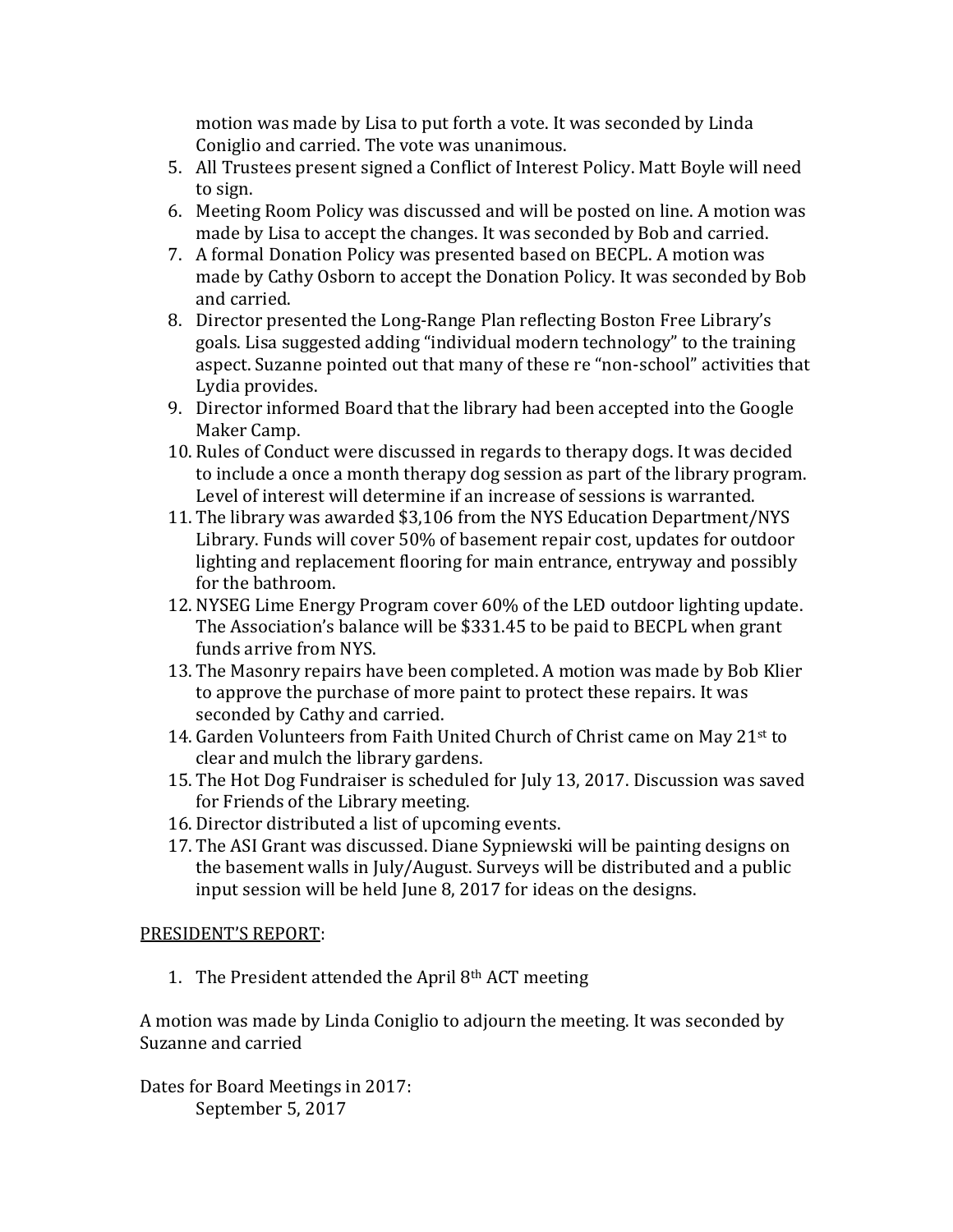motion was made by Lisa to put forth a vote. It was seconded by Linda Coniglio and carried. The vote was unanimous.

5. All Trustees present signed a Conflict of Interest Policy. Matt Boyle will need to sign.
6. Meeting Room Policy was discussed and will be posted on line. A motion was made by Lisa to accept the changes. It was seconded by Bob and carried.
7. A formal Donation Policy was presented based on BECPL. A motion was made by Cathy Osborn to accept the Donation Policy. It was seconded by Bob and carried.
8. Director presented the Long-Range Plan reflecting Boston Free Library's goals. Lisa suggested adding "individual modern technology" to the training aspect. Suzanne pointed out that many of these re "non-school" activities that Lydia provides.
9. Director informed Board that the library had been accepted into the Google Maker Camp.
10. Rules of Conduct were discussed in regards to therapy dogs. It was decided to include a once a month therapy dog session as part of the library program. Level of interest will determine if an increase of sessions is warranted.
11. The library was awarded $3,106 from the NYS Education Department/NYS Library. Funds will cover 50% of basement repair cost, updates for outdoor lighting and replacement flooring for main entrance, entryway and possibly for the bathroom.
12. NYSEG Lime Energy Program cover 60% of the LED outdoor lighting update. The Association's balance will be $331.45 to be paid to BECPL when grant funds arrive from NYS.
13. The Masonry repairs have been completed. A motion was made by Bob Klier to approve the purchase of more paint to protect these repairs. It was seconded by Cathy and carried.
14. Garden Volunteers from Faith United Church of Christ came on May 21st to clear and mulch the library gardens.
15. The Hot Dog Fundraiser is scheduled for July 13, 2017. Discussion was saved for Friends of the Library meeting.
16. Director distributed a list of upcoming events.
17. The ASI Grant was discussed. Diane Sypniewski will be painting designs on the basement walls in July/August. Surveys will be distributed and a public input session will be held June 8, 2017 for ideas on the designs.

<u>PRESIDENT'S REPORT</u>:

1. The President attended the April 8th ACT meeting

A motion was made by Linda Coniglio to adjourn the meeting. It was seconded by Suzanne and carried

Dates for Board Meetings in 2017:

September 5, 2017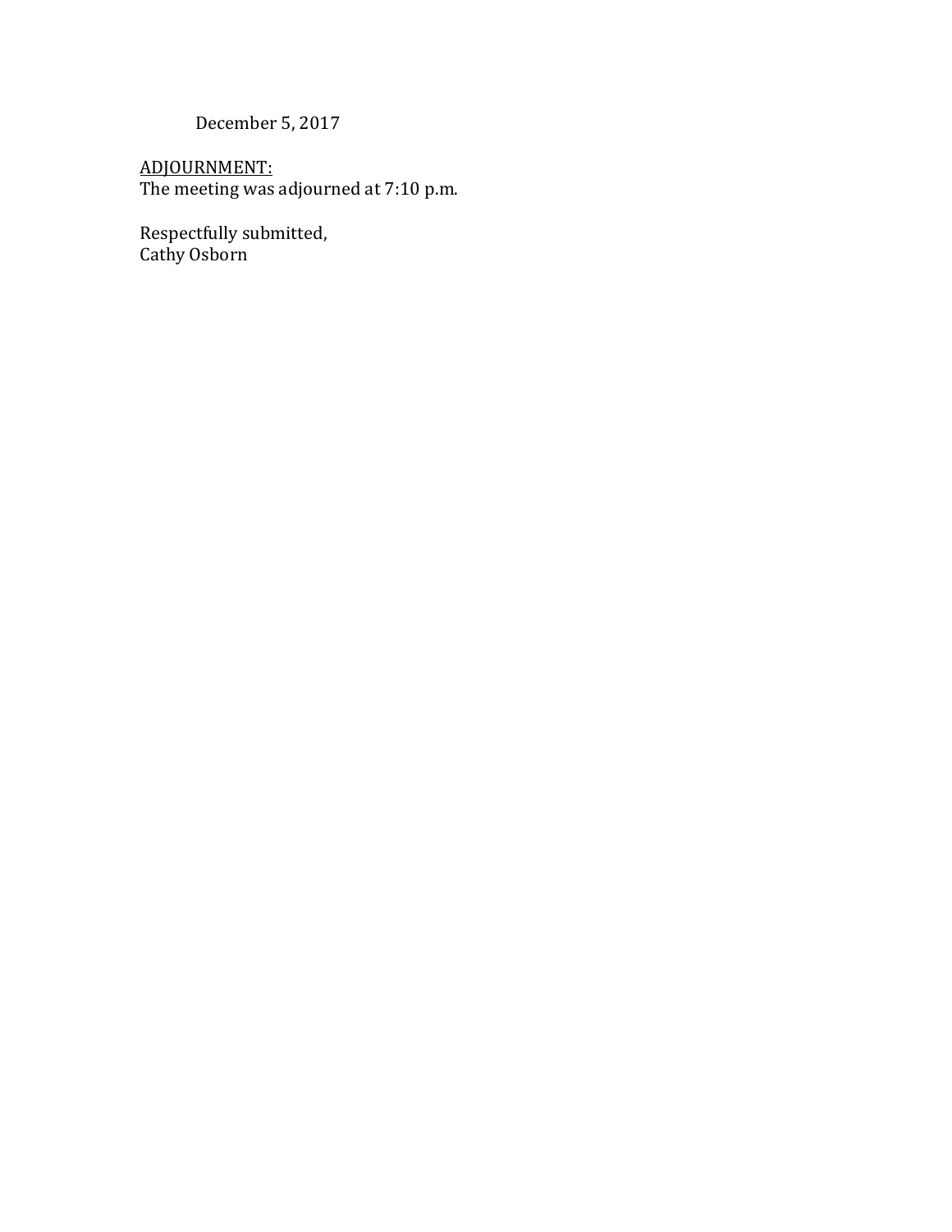ADJOURNMENT:
The meeting was adjourned at 7:10 p.m.

Respectfully submitted,
Cathy Osborn